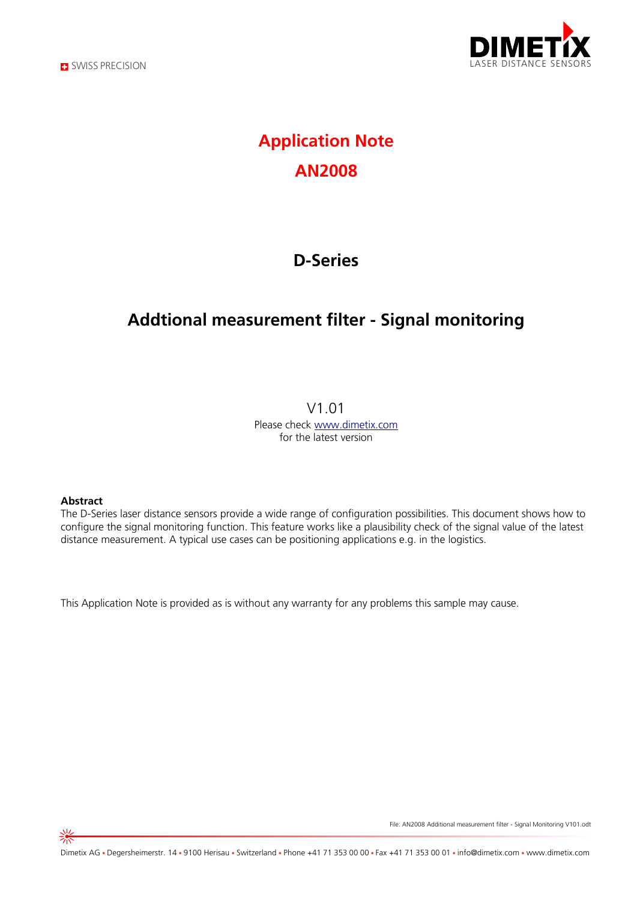SWISS PRECISION

# Application Note

# AN2008

## D-Series

## Addtional measurement filter - Signal monitoring

V1.01

Please check [www.dimetix.com](http://www.dimetix.com)

for the latest version

**Abstract**

The D-Series laser distance sensors provide a wide range of configuration possibilities. This document shows how to configure the signal monitoring function. This feature works like a plausibility check of the signal value of the latest distance measurement. A typical use cases can be positioning applications e.g. in the logistics.

This Application Note is provided as is without any warranty for any problems this sample may cause.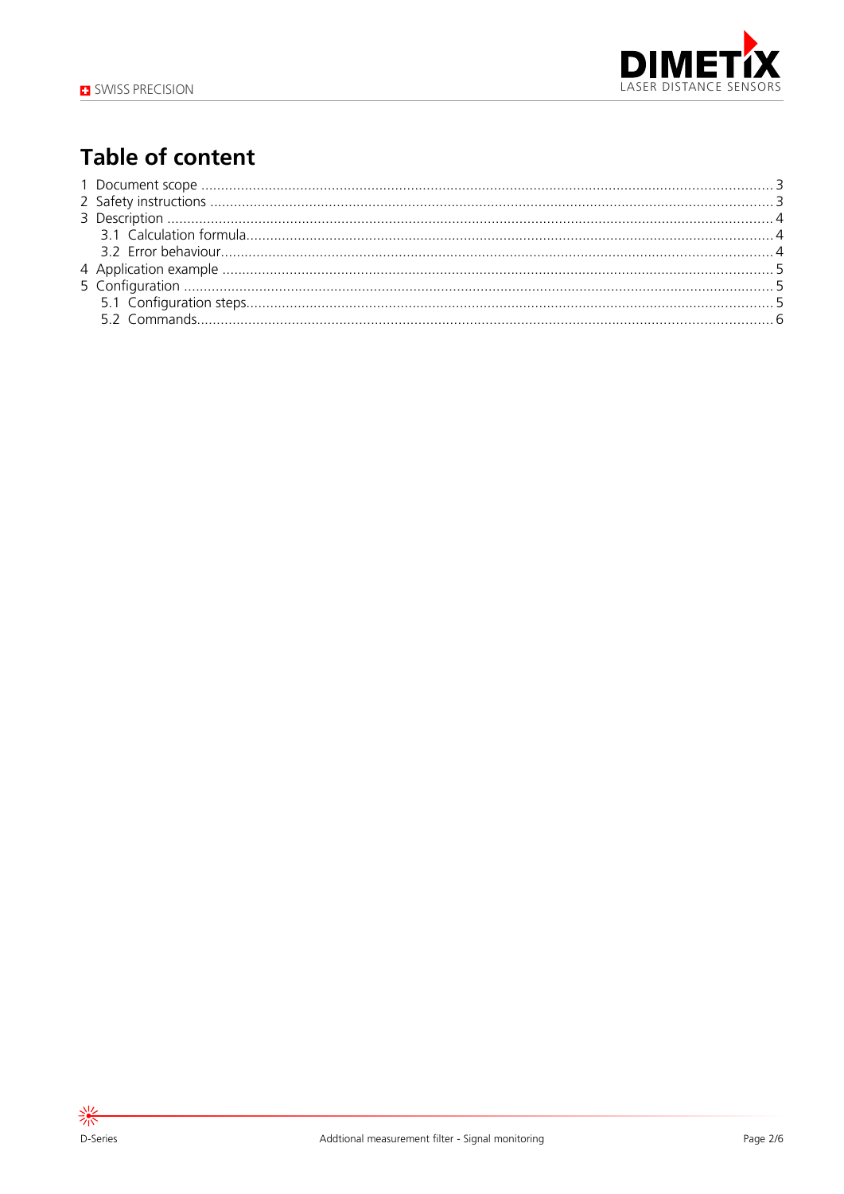# Table of content

1 Document scope ..... 3
2 Safety instructions ..... 3
3 Description ..... 4
  3.1 Calculation formula ..... 4
  3.2 Error behaviour ..... 4
4 Application example ..... 5
5 Configuration ..... 5
  5.1 Configuration steps ..... 5
  5.2 Commands ..... 6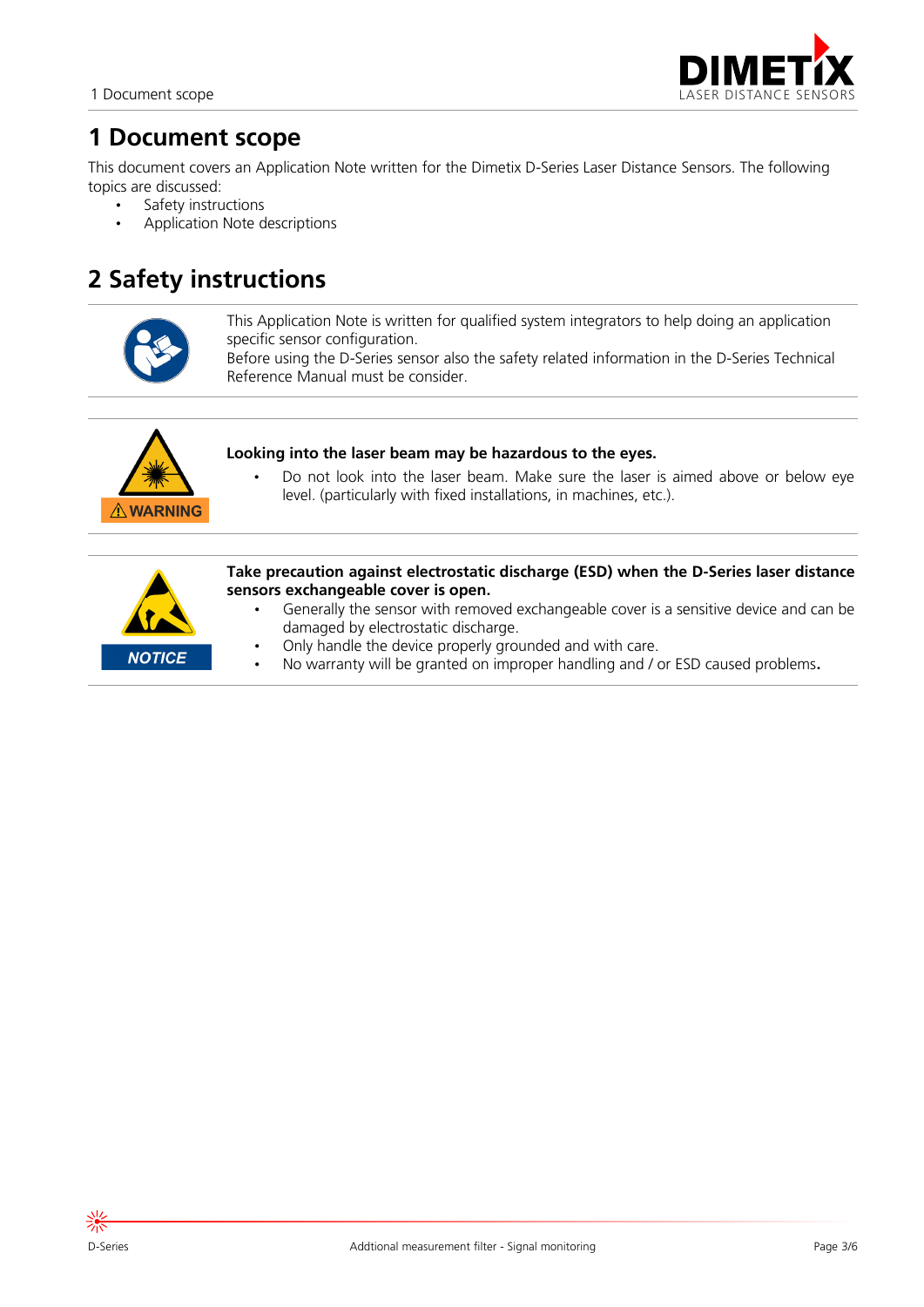# 1 Document scope

This document covers an Application Note written for the Dimetix D-Series Laser Distance Sensors. The following topics are discussed:

- Safety instructions
- Application Note descriptions

# 2 Safety instructions

This Application Note is written for qualified system integrators to help doing an application specific sensor configuration.
Before using the D-Series sensor also the safety related information in the D-Series Technical Reference Manual must be consider.

WARNING

**Looking into the laser beam may be hazardous to the eyes.**

- Do not look into the laser beam. Make sure the laser is aimed above or below eye level. (particularly with fixed installations, in machines, etc.).

NOTICE

**Take precaution against electrostatic discharge (ESD) when the D-Series laser distance sensors exchangeable cover is open.**

- Generally the sensor with removed exchangeable cover is a sensitive device and can be damaged by electrostatic discharge.
- Only handle the device properly grounded and with care.
- No warranty will be granted on improper handling and / or ESD caused problems.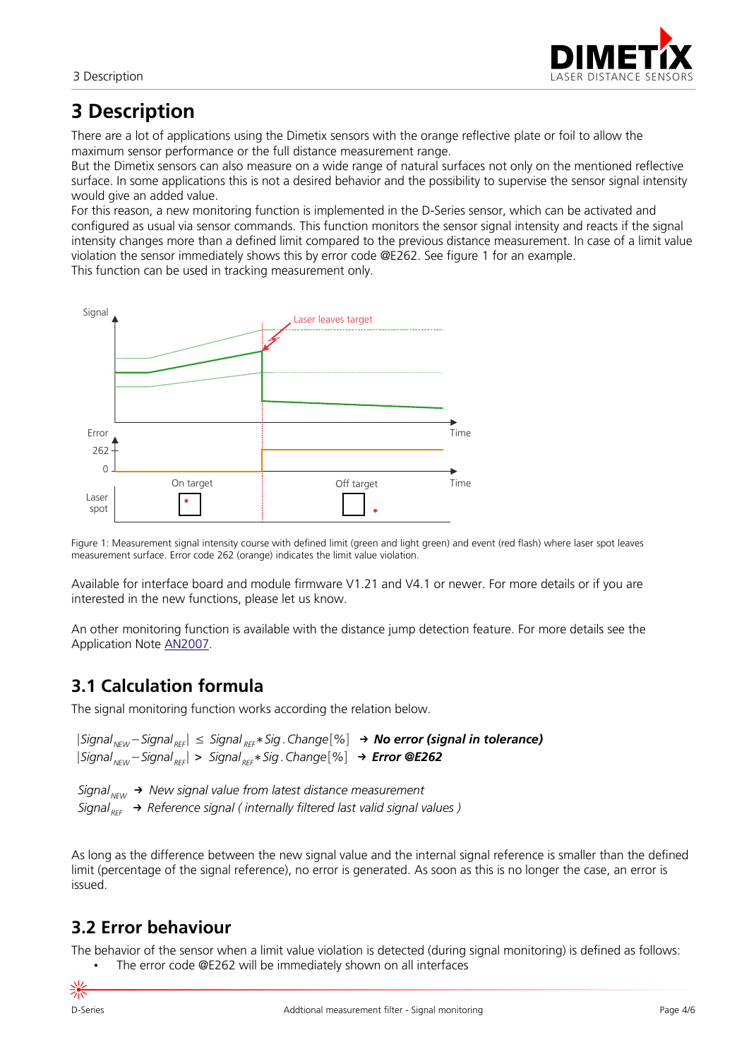# 3 Description

There are a lot of applications using the Dimetix sensors with the orange reflective plate or foil to allow the maximum sensor performance or the full distance measurement range.
But the Dimetix sensors can also measure on a wide range of natural surfaces not only on the mentioned reflective surface. In some applications this is not a desired behavior and the possibility to supervise the sensor signal intensity would give an added value.
For this reason, a new monitoring function is implemented in the D-Series sensor, which can be activated and configured as usual via sensor commands. This function monitors the sensor signal intensity and reacts if the signal intensity changes more than a defined limit compared to the previous distance measurement. In case of a limit value violation the sensor immediately shows this by error code @E262. See figure 1 for an example.
This function can be used in tracking measurement only.

Figure 1: Measurement signal intensity course with defined limit (green and light green) and event (red flash) where laser spot leaves measurement surface. Error code 262 (orange) indicates the limit value violation.

Available for interface board and module firmware V1.21 and V4.1 or newer. For more details or if you are interested in the new functions, please let us know.

An other monitoring function is available with the distance jump detection feature. For more details see the Application Note AN2007.

## 3.1 Calculation formula

The signal monitoring function works according the relation below.

$$|Signal_{NEW} - Signal_{REF}| \leq Signal_{REF} * Sig.Change[\%] \rightarrow \textbf{No error (signal in tolerance)}$$
$$|Signal_{NEW} - Signal_{REF}| > Signal_{REF} * Sig.Change[\%] \rightarrow \textbf{Error @E262}$$

$Signal_{NEW}$ → *New signal value from latest distance measurement*
$Signal_{REF}$ → *Reference signal ( internally filtered last valid signal values )*

As long as the difference between the new signal value and the internal signal reference is smaller than the defined limit (percentage of the signal reference), no error is generated. As soon as this is no longer the case, an error is issued.

## 3.2 Error behaviour

The behavior of the sensor when a limit value violation is detected (during signal monitoring) is defined as follows:

- The error code @E262 will be immediately shown on all interfaces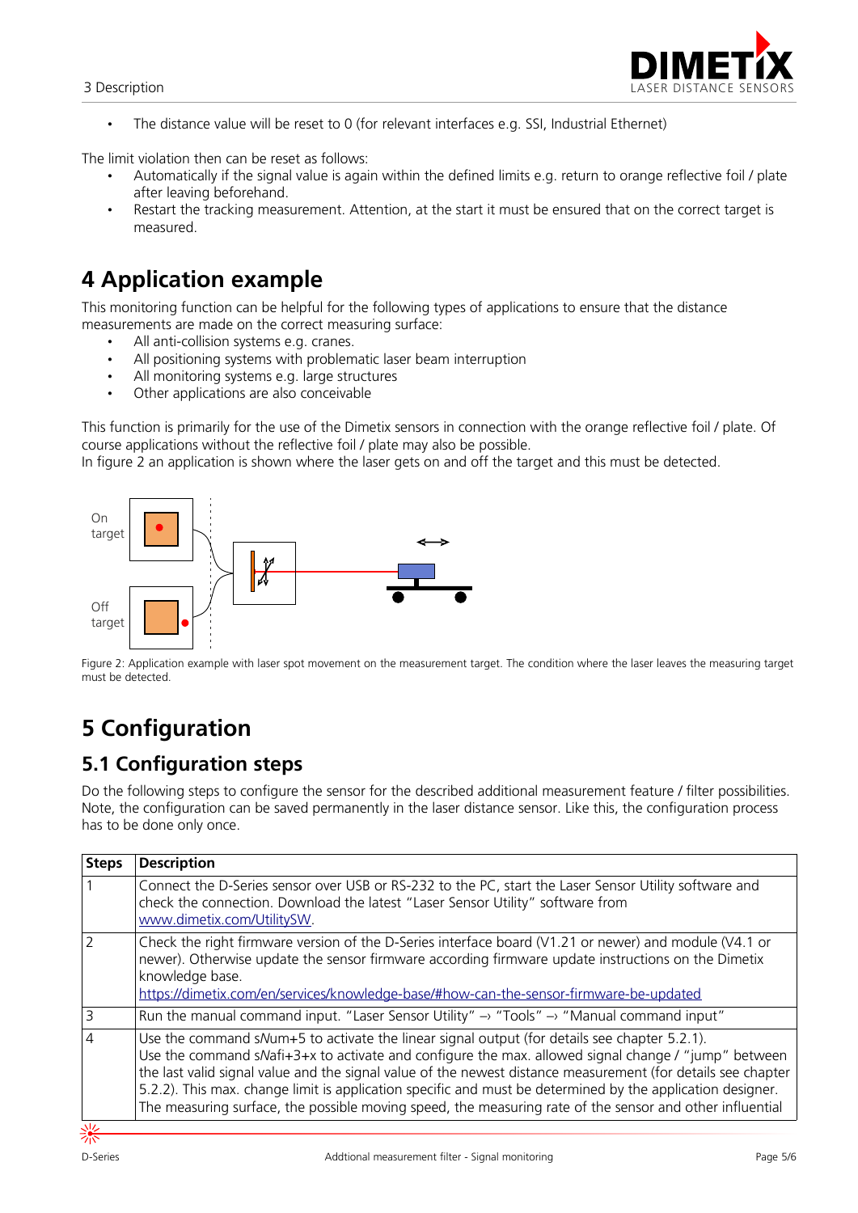- The distance value will be reset to 0 (for relevant interfaces e.g. SSI, Industrial Ethernet)

The limit violation then can be reset as follows:

- Automatically if the signal value is again within the defined limits e.g. return to orange reflective foil / plate after leaving beforehand.
- Restart the tracking measurement. Attention, at the start it must be ensured that on the correct target is measured.

# 4 Application example

This monitoring function can be helpful for the following types of applications to ensure that the distance measurements are made on the correct measuring surface:

- All anti-collision systems e.g. cranes.
- All positioning systems with problematic laser beam interruption
- All monitoring systems e.g. large structures
- Other applications are also conceivable

This function is primarily for the use of the Dimetix sensors in connection with the orange reflective foil / plate. Of course applications without the reflective foil / plate may also be possible.
In figure 2 an application is shown where the laser gets on and off the target and this must be detected.

On target

Off target

Figure 2: Application example with laser spot movement on the measurement target. The condition where the laser leaves the measuring target must be detected.

# 5 Configuration

## 5.1 Configuration steps

Do the following steps to configure the sensor for the described additional measurement feature / filter possibilities. Note, the configuration can be saved permanently in the laser distance sensor. Like this, the configuration process has to be done only once.

| Steps | Description |
|---|---|
| 1 | Connect the D-Series sensor over USB or RS-232 to the PC, start the Laser Sensor Utility software and check the connection. Download the latest "Laser Sensor Utility" software from www.dimetix.com/UtilitySW. |
| 2 | Check the right firmware version of the D-Series interface board (V1.21 or newer) and module (V4.1 or newer). Otherwise update the sensor firmware according firmware update instructions on the Dimetix knowledge base. https://dimetix.com/en/services/knowledge-base/#how-can-the-sensor-firmware-be-updated |
| 3 | Run the manual command input. "Laser Sensor Utility" –› "Tools" –› "Manual command input" |
| 4 | Use the command sNum+5 to activate the linear signal output (for details see chapter 5.2.1). Use the command sNafi+3+x to activate and configure the max. allowed signal change / "jump" between the last valid signal value and the signal value of the newest distance measurement (for details see chapter 5.2.2). This max. change limit is application specific and must be determined by the application designer. The measuring surface, the possible moving speed, the measuring rate of the sensor and other influential |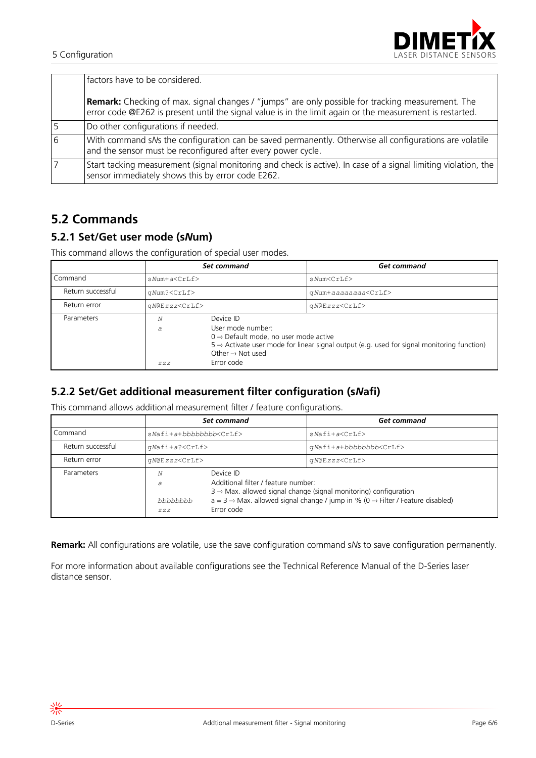| | |
|---|---|
| | factors have to be considered.<br><br>**Remark:** Checking of max. signal changes / "jumps" are only possible for tracking measurement. The error code @E262 is present until the signal value is in the limit again or the measurement is restarted. |
| 5 | Do other configurations if needed. |
| 6 | With command s*N*s the configuration can be saved permanently. Otherwise all configurations are volatile and the sensor must be reconfigured after every power cycle. |
| 7 | Start tacking measurement (signal monitoring and check is active). In case of a signal limiting violation, the sensor immediately shows this by error code E262. |

## 5.2 Commands

### 5.2.1 Set/Get user mode (s*N*um)

This command allows the configuration of special user modes.

| | Set command | | Get command |
|---|---|---|---|
| Command | s*N*um+*a*<CrLf> | | s*N*um<CrLf> |
| Return successful | g*N*um?<CrLf> | | g*N*um+*aaaaaaaa*<CrLf> |
| Return error | g*N*@E*zzz*<CrLf> | | g*N*@E*zzz*<CrLf> |
| Parameters | *N* | Device ID | |
| | *a* | User mode number:<br>0 → Default mode, no user mode active<br>5 → Activate user mode for linear signal output (e.g. used for signal monitoring function)<br>Other → Not used | |
| | *zzz* | Error code | |

### 5.2.2 Set/Get additional measurement filter configuration (s*N*afi)

This command allows additional measurement filter / feature configurations.

| | Set command | | Get command |
|---|---|---|---|
| Command | s*N*afi+*a*+*bbbbbbbb*<CrLf> | | s*N*afi+*a*<CrLf> |
| Return successful | g*N*afi+*a*?<CrLf> | | g*N*afi+*a*+*bbbbbbbb*<CrLf> |
| Return error | g*N*@E*zzz*<CrLf> | | g*N*@E*zzz*<CrLf> |
| Parameters | *N* | Device ID | |
| | *a* | Additional filter / feature number:<br>3 → Max. allowed signal change (signal monitoring) configuration | |
| | *bbbbbbbb* | a = 3 → Max. allowed signal change / jump in % (0 → Filter / Feature disabled) | |
| | *zzz* | Error code | |

**Remark:** All configurations are volatile, use the save configuration command s*N*s to save configuration permanently.

For more information about available configurations see the Technical Reference Manual of the D-Series laser distance sensor.